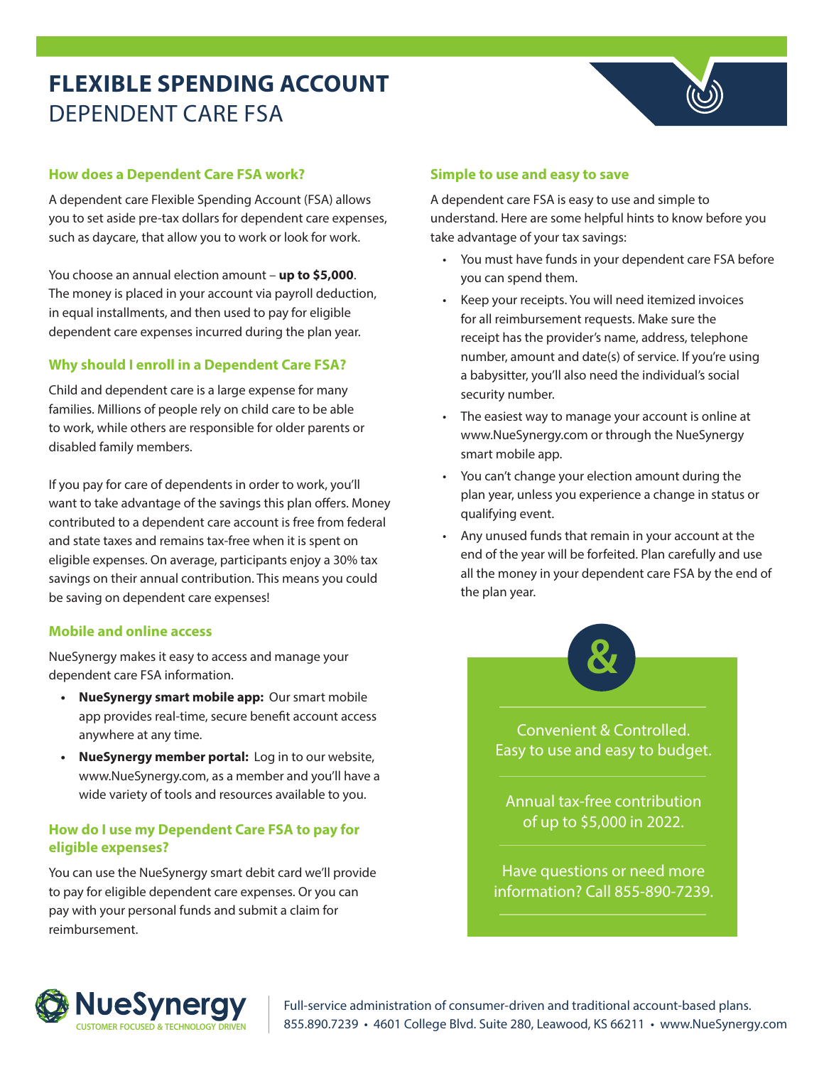# FLEXIBLE SPENDING ACCOUNT

## DEPENDENT CARE FSA

### How does a Dependent Care FSA work?

A dependent care Flexible Spending Account (FSA) allows you to set aside pre-tax dollars for dependent care expenses, such as daycare, that allow you to work or look for work.

You choose an annual election amount – **up to $5,000**. The money is placed in your account via payroll deduction, in equal installments, and then used to pay for eligible dependent care expenses incurred during the plan year.

### Why should I enroll in a Dependent Care FSA?

Child and dependent care is a large expense for many families. Millions of people rely on child care to be able to work, while others are responsible for older parents or disabled family members.

If you pay for care of dependents in order to work, you'll want to take advantage of the savings this plan offers. Money contributed to a dependent care account is free from federal and state taxes and remains tax-free when it is spent on eligible expenses. On average, participants enjoy a 30% tax savings on their annual contribution. This means you could be saving on dependent care expenses!

### Mobile and online access

NueSynergy makes it easy to access and manage your dependent care FSA information.

- **NueSynergy smart mobile app:** Our smart mobile app provides real-time, secure benefit account access anywhere at any time.
- **NueSynergy member portal:** Log in to our website, www.NueSynergy.com, as a member and you'll have a wide variety of tools and resources available to you.

### How do I use my Dependent Care FSA to pay for eligible expenses?

You can use the NueSynergy smart debit card we'll provide to pay for eligible dependent care expenses. Or you can pay with your personal funds and submit a claim for reimbursement.

### Simple to use and easy to save

A dependent care FSA is easy to use and simple to understand. Here are some helpful hints to know before you take advantage of your tax savings:

- You must have funds in your dependent care FSA before you can spend them.
- Keep your receipts. You will need itemized invoices for all reimbursement requests. Make sure the receipt has the provider's name, address, telephone number, amount and date(s) of service. If you're using a babysitter, you'll also need the individual's social security number.
- The easiest way to manage your account is online at www.NueSynergy.com or through the NueSynergy smart mobile app.
- You can't change your election amount during the plan year, unless you experience a change in status or qualifying event.
- Any unused funds that remain in your account at the end of the year will be forfeited. Plan carefully and use all the money in your dependent care FSA by the end of the plan year.

&

Convenient & Controlled.
Easy to use and easy to budget.

Annual tax-free contribution of up to $5,000 in 2022.

Have questions or need more information? Call 855-890-7239.

NueSynergy
CUSTOMER FOCUSED & TECHNOLOGY DRIVEN

Full-service administration of consumer-driven and traditional account-based plans.
855.890.7239 • 4601 College Blvd. Suite 280, Leawood, KS 66211 • www.NueSynergy.com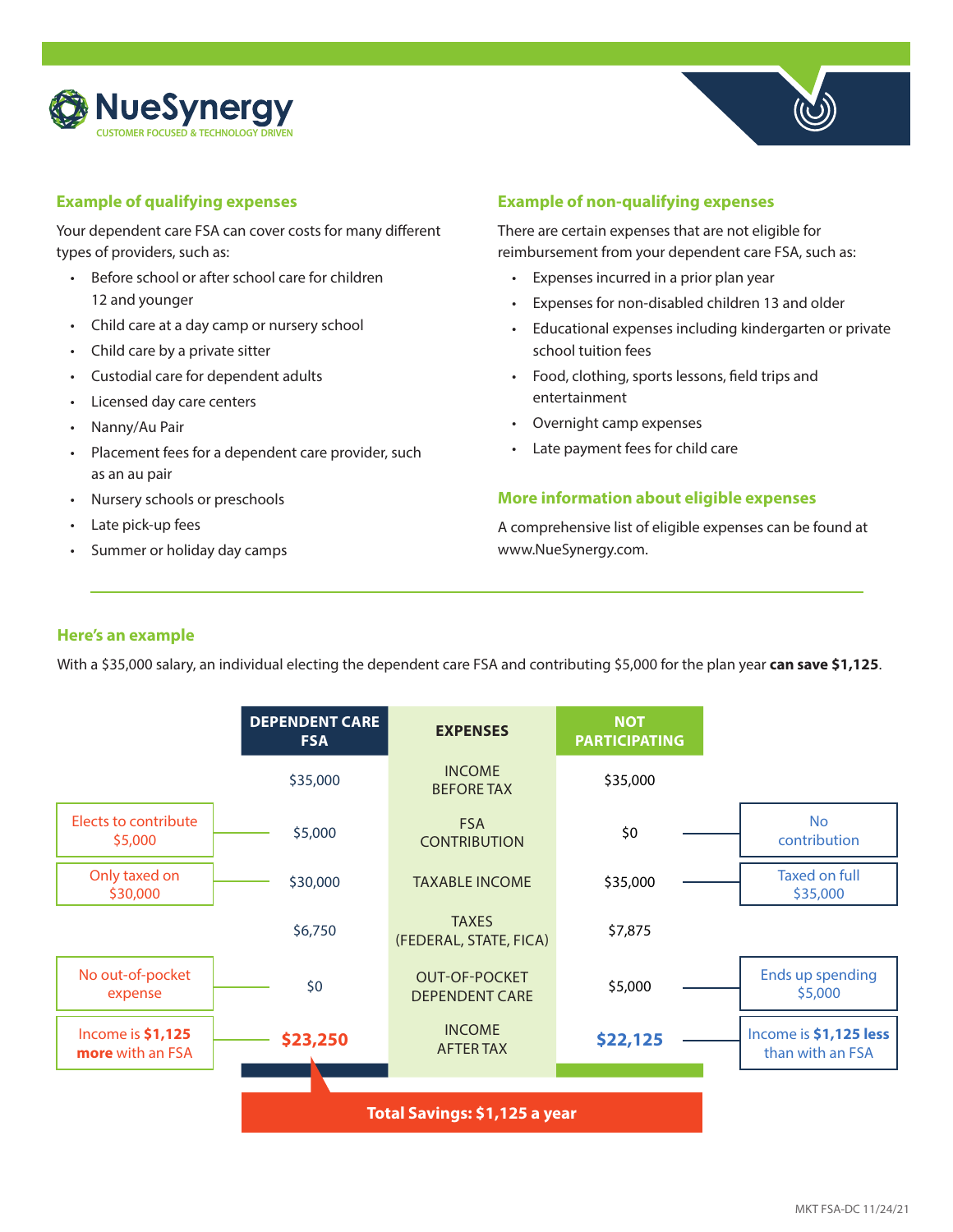NueSynergy
CUSTOMER FOCUSED & TECHNOLOGY DRIVEN

## Example of qualifying expenses

Your dependent care FSA can cover costs for many different types of providers, such as:

- Before school or after school care for children 12 and younger
- Child care at a day camp or nursery school
- Child care by a private sitter
- Custodial care for dependent adults
- Licensed day care centers
- Nanny/Au Pair
- Placement fees for a dependent care provider, such as an au pair
- Nursery schools or preschools
- Late pick-up fees
- Summer or holiday day camps

## Example of non-qualifying expenses

There are certain expenses that are not eligible for reimbursement from your dependent care FSA, such as:

- Expenses incurred in a prior plan year
- Expenses for non-disabled children 13 and older
- Educational expenses including kindergarten or private school tuition fees
- Food, clothing, sports lessons, field trips and entertainment
- Overnight camp expenses
- Late payment fees for child care

## More information about eligible expenses

A comprehensive list of eligible expenses can be found at www.NueSynergy.com.

## Here's an example

With a $35,000 salary, an individual electing the dependent care FSA and contributing $5,000 for the plan year **can save $1,125**.

| | DEPENDENT CARE FSA | EXPENSES | NOT PARTICIPATING | |
|---|---|---|---|---|
| | $35,000 | INCOME BEFORE TAX | $35,000 | |
| Elects to contribute $5,000 | $5,000 | FSA CONTRIBUTION | $0 | No contribution |
| Only taxed on $30,000 | $30,000 | TAXABLE INCOME | $35,000 | Taxed on full $35,000 |
| | $6,750 | TAXES (FEDERAL, STATE, FICA) | $7,875 | |
| No out-of-pocket expense | $0 | OUT-OF-POCKET DEPENDENT CARE | $5,000 | Ends up spending $5,000 |
| Income is **$1,125 more** with an FSA | **$23,250** | INCOME AFTER TAX | **$22,125** | Income is **$1,125 less** than with an FSA |

**Total Savings: $1,125 a year**

MKT FSA-DC 11/24/21